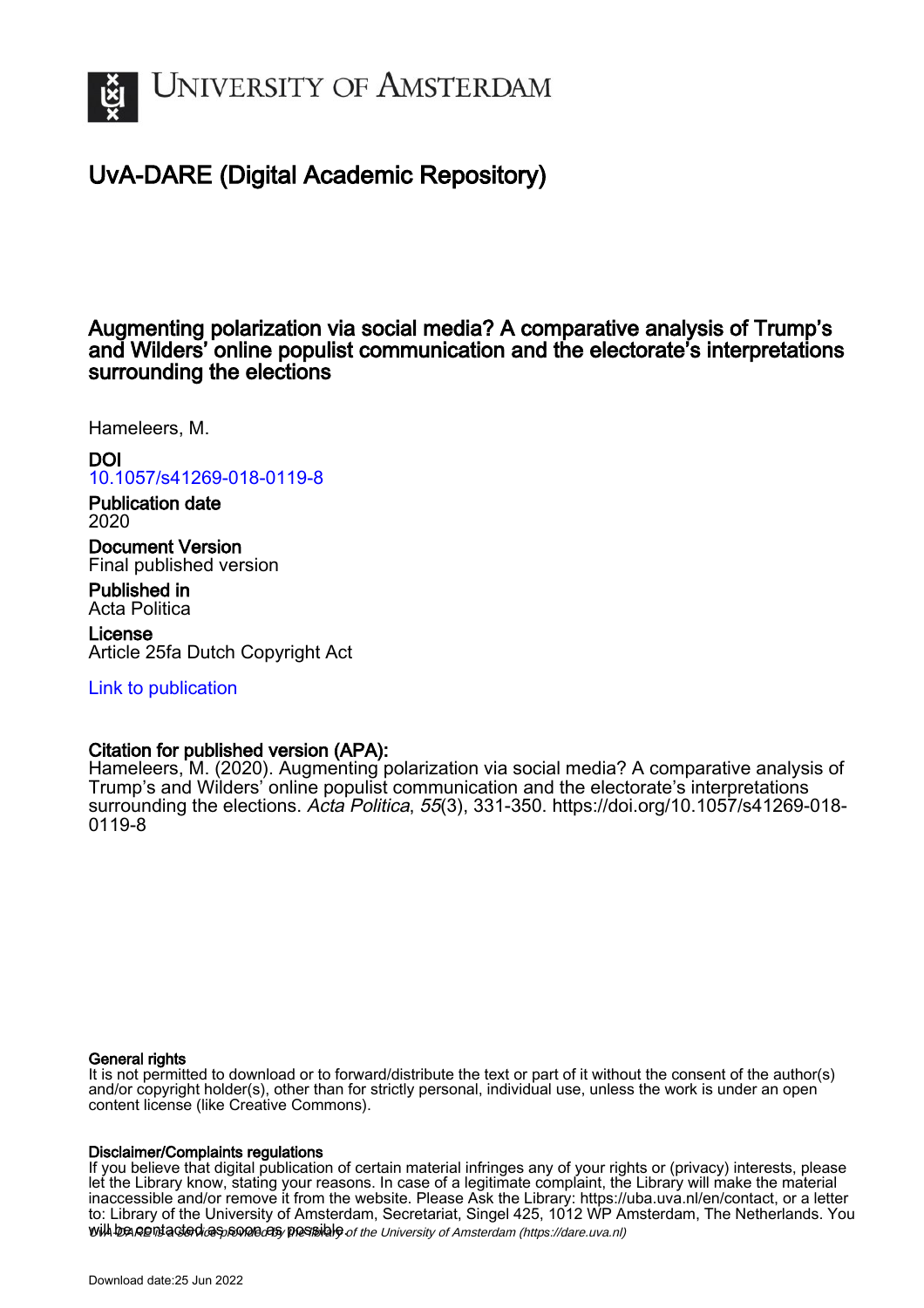# UvA-DARE (Digital Academic Repository)

## Augmenting polarization via social media? A comparative analysis of Trump's and Wilders' online populist communication and the electorate's interpretations surrounding the elections

Hameleers, M.

**DOI**
10.1057/s41269-018-0119-8

**Publication date**
2020

**Document Version**
Final published version

**Published in**
Acta Politica

**License**
Article 25fa Dutch Copyright Act

Link to publication

**Citation for published version (APA):**
Hameleers, M. (2020). Augmenting polarization via social media? A comparative analysis of Trump's and Wilders' online populist communication and the electorate's interpretations surrounding the elections. *Acta Politica*, *55*(3), 331-350. https://doi.org/10.1057/s41269-018-0119-8

**General rights**
It is not permitted to download or to forward/distribute the text or part of it without the consent of the author(s) and/or copyright holder(s), other than for strictly personal, individual use, unless the work is under an open content license (like Creative Commons).

**Disclaimer/Complaints regulations**
If you believe that digital publication of certain material infringes any of your rights or (privacy) interests, please let the Library know, stating your reasons. In case of a legitimate complaint, the Library will make the material inaccessible and/or remove it from the website. Please Ask the Library: https://uba.uva.nl/en/contact, or a letter to: Library of the University of Amsterdam, Secretariat, Singel 425, 1012 WP Amsterdam, The Netherlands. You will be contacted as soon as possible.

UvA-DARE is a service provided by the library of the University of Amsterdam (https://dare.uva.nl)

Download date:25 Jun 2022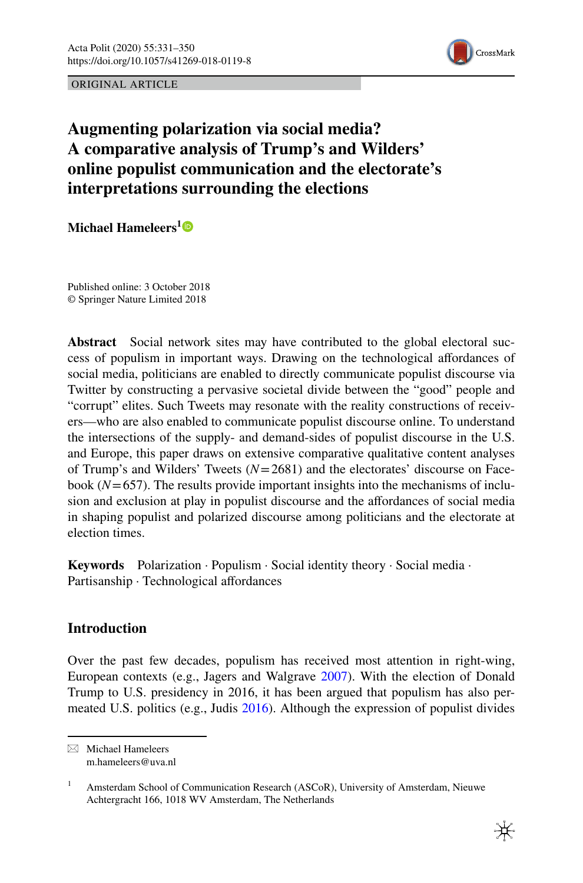# Augmenting polarization via social media? A comparative analysis of Trump's and Wilders' online populist communication and the electorate's interpretations surrounding the elections

**Michael Hameleers**[1]

Published online: 3 October 2018
© Springer Nature Limited 2018

**Abstract** Social network sites may have contributed to the global electoral success of populism in important ways. Drawing on the technological affordances of social media, politicians are enabled to directly communicate populist discourse via Twitter by constructing a pervasive societal divide between the "good" people and "corrupt" elites. Such Tweets may resonate with the reality constructions of receivers—who are also enabled to communicate populist discourse online. To understand the intersections of the supply- and demand-sides of populist discourse in the U.S. and Europe, this paper draws on extensive comparative qualitative content analyses of Trump's and Wilders' Tweets ($N = 2681$) and the electorates' discourse on Facebook ($N = 657$). The results provide important insights into the mechanisms of inclusion and exclusion at play in populist discourse and the affordances of social media in shaping populist and polarized discourse among politicians and the electorate at election times.

**Keywords** Polarization · Populism · Social identity theory · Social media · Partisanship · Technological affordances

## Introduction

Over the past few decades, populism has received most attention in right-wing, European contexts (e.g., Jagers and Walgrave 2007). With the election of Donald Trump to U.S. presidency in 2016, it has been argued that populism has also permeated U.S. politics (e.g., Judis 2016). Although the expression of populist divides

---

✉ Michael Hameleers
m.hameleers@uva.nl

[1] Amsterdam School of Communication Research (ASCoR), University of Amsterdam, Nieuwe Achtergracht 166, 1018 WV Amsterdam, The Netherlands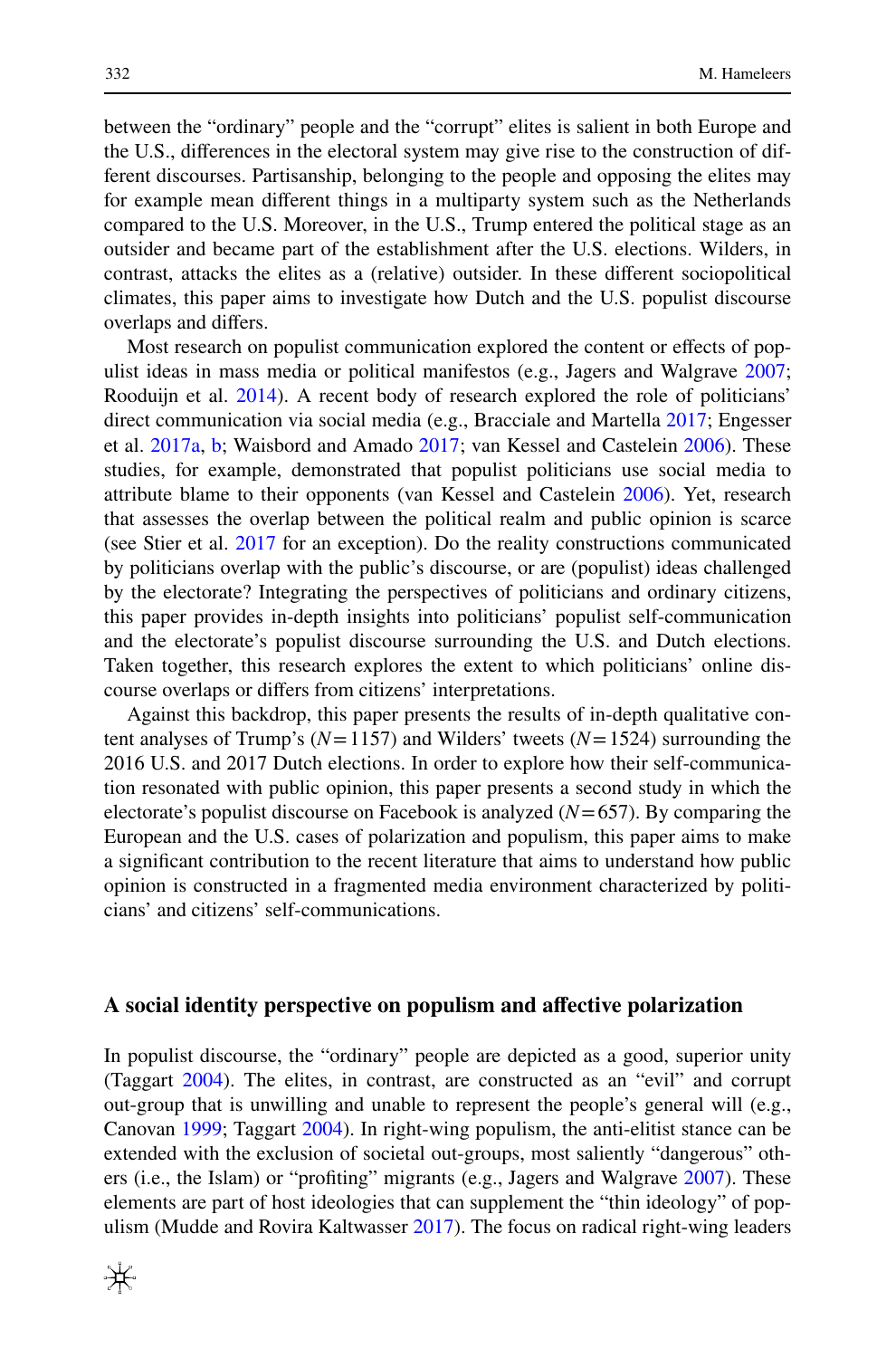between the "ordinary" people and the "corrupt" elites is salient in both Europe and the U.S., differences in the electoral system may give rise to the construction of different discourses. Partisanship, belonging to the people and opposing the elites may for example mean different things in a multiparty system such as the Netherlands compared to the U.S. Moreover, in the U.S., Trump entered the political stage as an outsider and became part of the establishment after the U.S. elections. Wilders, in contrast, attacks the elites as a (relative) outsider. In these different sociopolitical climates, this paper aims to investigate how Dutch and the U.S. populist discourse overlaps and differs.

Most research on populist communication explored the content or effects of populist ideas in mass media or political manifestos (e.g., Jagers and Walgrave 2007; Rooduijn et al. 2014). A recent body of research explored the role of politicians' direct communication via social media (e.g., Bracciale and Martella 2017; Engesser et al. 2017a, b; Waisbord and Amado 2017; van Kessel and Castelein 2006). These studies, for example, demonstrated that populist politicians use social media to attribute blame to their opponents (van Kessel and Castelein 2006). Yet, research that assesses the overlap between the political realm and public opinion is scarce (see Stier et al. 2017 for an exception). Do the reality constructions communicated by politicians overlap with the public's discourse, or are (populist) ideas challenged by the electorate? Integrating the perspectives of politicians and ordinary citizens, this paper provides in-depth insights into politicians' populist self-communication and the electorate's populist discourse surrounding the U.S. and Dutch elections. Taken together, this research explores the extent to which politicians' online discourse overlaps or differs from citizens' interpretations.

Against this backdrop, this paper presents the results of in-depth qualitative content analyses of Trump's ($N=1157$) and Wilders' tweets ($N=1524$) surrounding the 2016 U.S. and 2017 Dutch elections. In order to explore how their self-communication resonated with public opinion, this paper presents a second study in which the electorate's populist discourse on Facebook is analyzed ($N=657$). By comparing the European and the U.S. cases of polarization and populism, this paper aims to make a significant contribution to the recent literature that aims to understand how public opinion is constructed in a fragmented media environment characterized by politicians' and citizens' self-communications.

## A social identity perspective on populism and affective polarization

In populist discourse, the "ordinary" people are depicted as a good, superior unity (Taggart 2004). The elites, in contrast, are constructed as an "evil" and corrupt out-group that is unwilling and unable to represent the people's general will (e.g., Canovan 1999; Taggart 2004). In right-wing populism, the anti-elitist stance can be extended with the exclusion of societal out-groups, most saliently "dangerous" others (i.e., the Islam) or "profiting" migrants (e.g., Jagers and Walgrave 2007). These elements are part of host ideologies that can supplement the "thin ideology" of populism (Mudde and Rovira Kaltwasser 2017). The focus on radical right-wing leaders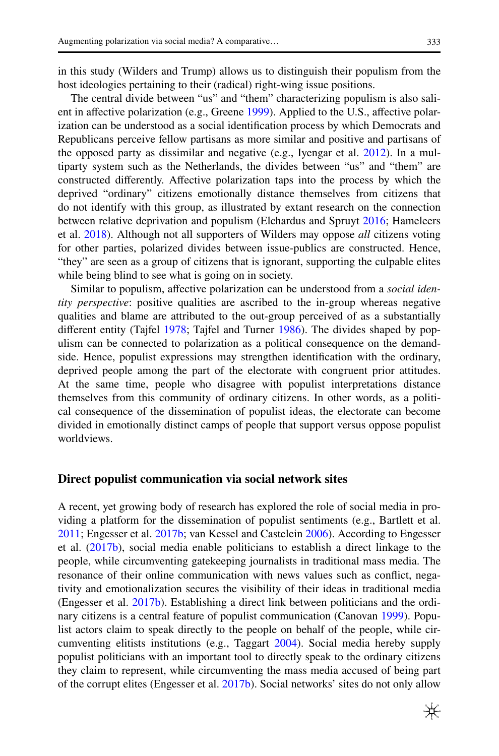in this study (Wilders and Trump) allows us to distinguish their populism from the host ideologies pertaining to their (radical) right-wing issue positions.

The central divide between "us" and "them" characterizing populism is also salient in affective polarization (e.g., Greene 1999). Applied to the U.S., affective polarization can be understood as a social identification process by which Democrats and Republicans perceive fellow partisans as more similar and positive and partisans of the opposed party as dissimilar and negative (e.g., Iyengar et al. 2012). In a multiparty system such as the Netherlands, the divides between "us" and "them" are constructed differently. Affective polarization taps into the process by which the deprived "ordinary" citizens emotionally distance themselves from citizens that do not identify with this group, as illustrated by extant research on the connection between relative deprivation and populism (Elchardus and Spruyt 2016; Hameleers et al. 2018). Although not all supporters of Wilders may oppose *all* citizens voting for other parties, polarized divides between issue-publics are constructed. Hence, "they" are seen as a group of citizens that is ignorant, supporting the culpable elites while being blind to see what is going on in society.

Similar to populism, affective polarization can be understood from a *social identity perspective*: positive qualities are ascribed to the in-group whereas negative qualities and blame are attributed to the out-group perceived of as a substantially different entity (Tajfel 1978; Tajfel and Turner 1986). The divides shaped by populism can be connected to polarization as a political consequence on the demand-side. Hence, populist expressions may strengthen identification with the ordinary, deprived people among the part of the electorate with congruent prior attitudes. At the same time, people who disagree with populist interpretations distance themselves from this community of ordinary citizens. In other words, as a political consequence of the dissemination of populist ideas, the electorate can become divided in emotionally distinct camps of people that support versus oppose populist worldviews.

## Direct populist communication via social network sites

A recent, yet growing body of research has explored the role of social media in providing a platform for the dissemination of populist sentiments (e.g., Bartlett et al. 2011; Engesser et al. 2017b; van Kessel and Castelein 2006). According to Engesser et al. (2017b), social media enable politicians to establish a direct linkage to the people, while circumventing gatekeeping journalists in traditional mass media. The resonance of their online communication with news values such as conflict, negativity and emotionalization secures the visibility of their ideas in traditional media (Engesser et al. 2017b). Establishing a direct link between politicians and the ordinary citizens is a central feature of populist communication (Canovan 1999). Populist actors claim to speak directly to the people on behalf of the people, while circumventing elitists institutions (e.g., Taggart 2004). Social media hereby supply populist politicians with an important tool to directly speak to the ordinary citizens they claim to represent, while circumventing the mass media accused of being part of the corrupt elites (Engesser et al. 2017b). Social networks' sites do not only allow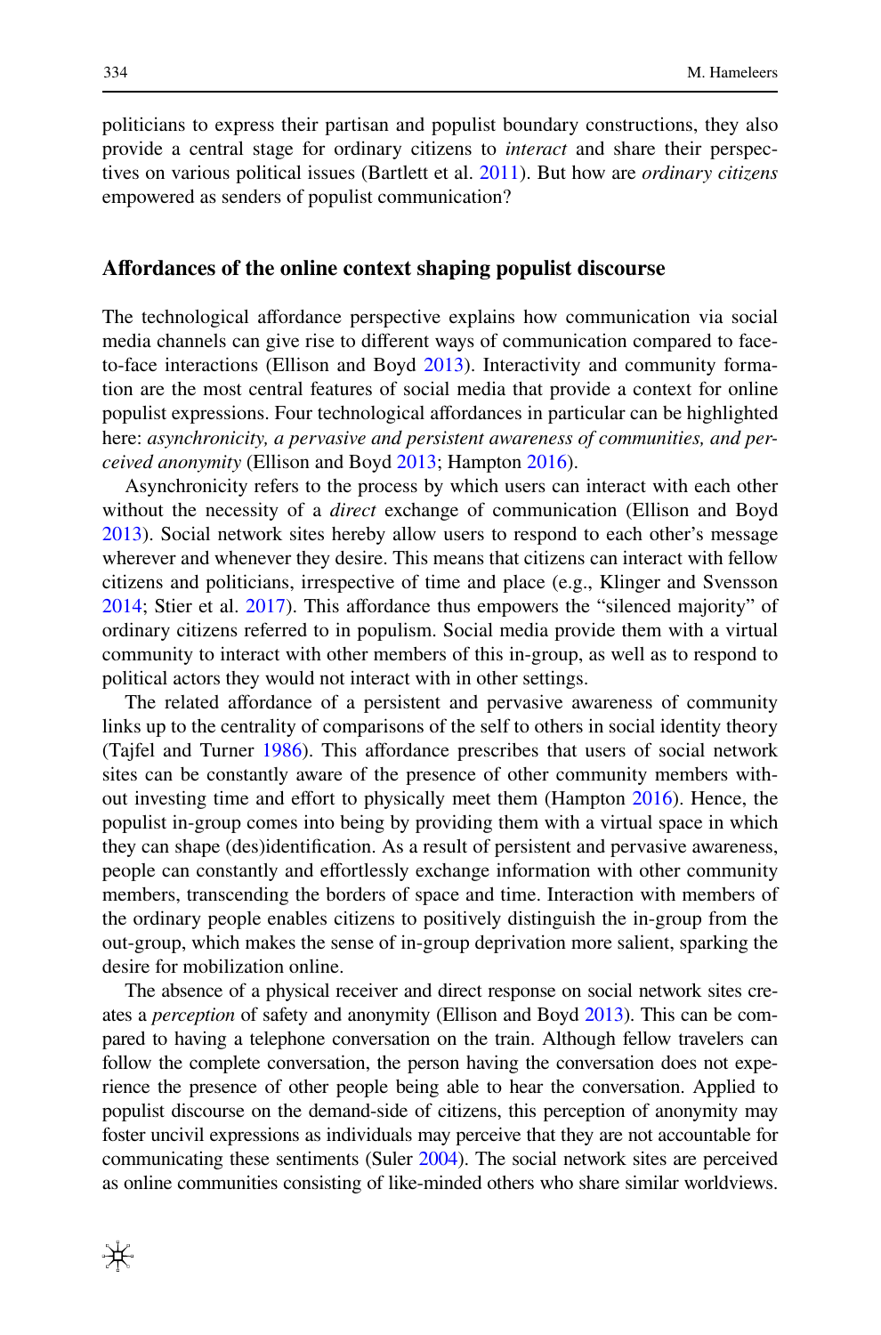politicians to express their partisan and populist boundary constructions, they also provide a central stage for ordinary citizens to *interact* and share their perspectives on various political issues (Bartlett et al. 2011). But how are *ordinary citizens* empowered as senders of populist communication?

## Affordances of the online context shaping populist discourse

The technological affordance perspective explains how communication via social media channels can give rise to different ways of communication compared to face-to-face interactions (Ellison and Boyd 2013). Interactivity and community formation are the most central features of social media that provide a context for online populist expressions. Four technological affordances in particular can be highlighted here: *asynchronicity, a pervasive and persistent awareness of communities, and perceived anonymity* (Ellison and Boyd 2013; Hampton 2016).

Asynchronicity refers to the process by which users can interact with each other without the necessity of a *direct* exchange of communication (Ellison and Boyd 2013). Social network sites hereby allow users to respond to each other's message wherever and whenever they desire. This means that citizens can interact with fellow citizens and politicians, irrespective of time and place (e.g., Klinger and Svensson 2014; Stier et al. 2017). This affordance thus empowers the "silenced majority" of ordinary citizens referred to in populism. Social media provide them with a virtual community to interact with other members of this in-group, as well as to respond to political actors they would not interact with in other settings.

The related affordance of a persistent and pervasive awareness of community links up to the centrality of comparisons of the self to others in social identity theory (Tajfel and Turner 1986). This affordance prescribes that users of social network sites can be constantly aware of the presence of other community members without investing time and effort to physically meet them (Hampton 2016). Hence, the populist in-group comes into being by providing them with a virtual space in which they can shape (des)identification. As a result of persistent and pervasive awareness, people can constantly and effortlessly exchange information with other community members, transcending the borders of space and time. Interaction with members of the ordinary people enables citizens to positively distinguish the in-group from the out-group, which makes the sense of in-group deprivation more salient, sparking the desire for mobilization online.

The absence of a physical receiver and direct response on social network sites creates a *perception* of safety and anonymity (Ellison and Boyd 2013). This can be compared to having a telephone conversation on the train. Although fellow travelers can follow the complete conversation, the person having the conversation does not experience the presence of other people being able to hear the conversation. Applied to populist discourse on the demand-side of citizens, this perception of anonymity may foster uncivil expressions as individuals may perceive that they are not accountable for communicating these sentiments (Suler 2004). The social network sites are perceived as online communities consisting of like-minded others who share similar worldviews.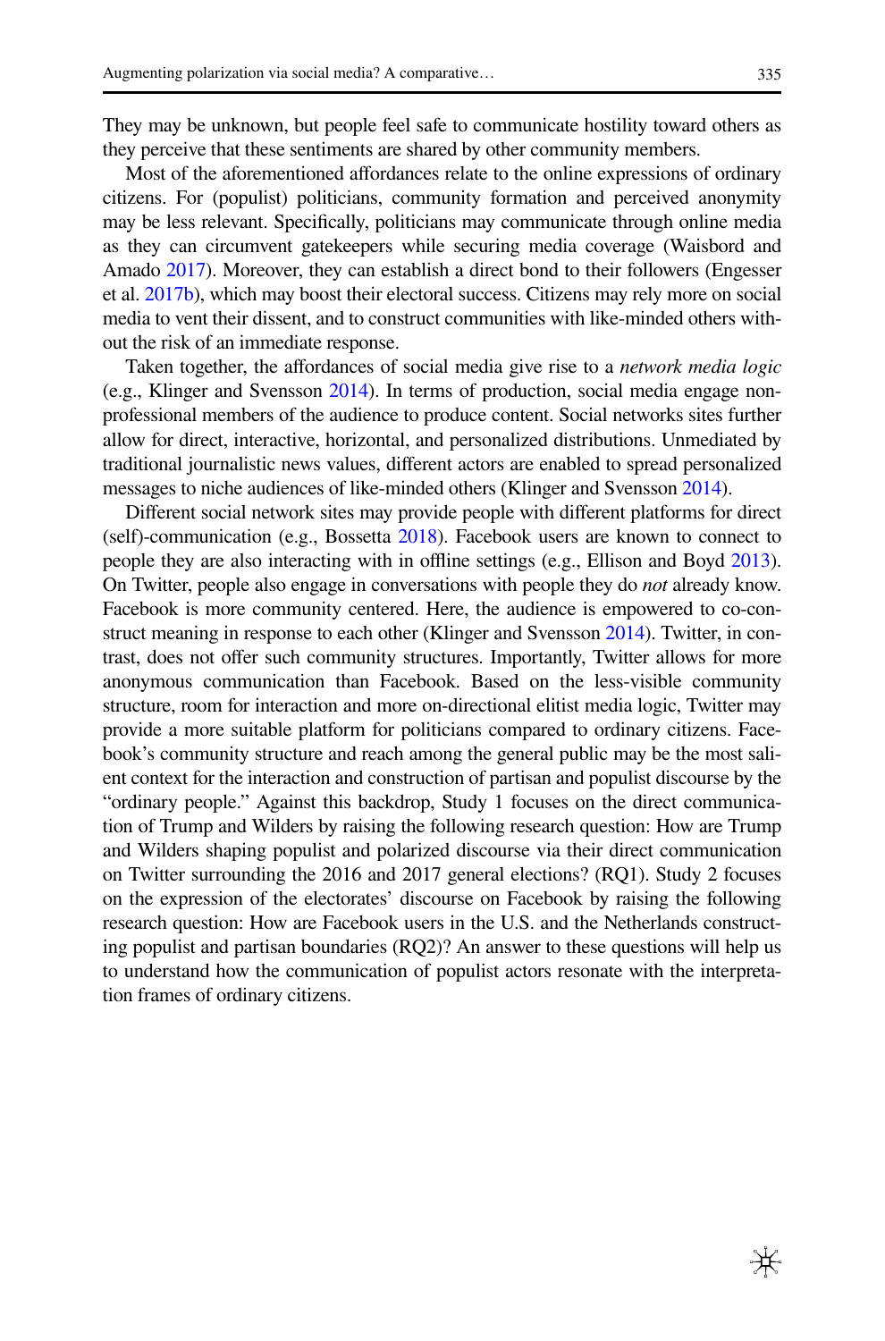They may be unknown, but people feel safe to communicate hostility toward others as they perceive that these sentiments are shared by other community members.

Most of the aforementioned affordances relate to the online expressions of ordinary citizens. For (populist) politicians, community formation and perceived anonymity may be less relevant. Specifically, politicians may communicate through online media as they can circumvent gatekeepers while securing media coverage (Waisbord and Amado 2017). Moreover, they can establish a direct bond to their followers (Engesser et al. 2017b), which may boost their electoral success. Citizens may rely more on social media to vent their dissent, and to construct communities with like-minded others without the risk of an immediate response.

Taken together, the affordances of social media give rise to a *network media logic* (e.g., Klinger and Svensson 2014). In terms of production, social media engage non-professional members of the audience to produce content. Social networks sites further allow for direct, interactive, horizontal, and personalized distributions. Unmediated by traditional journalistic news values, different actors are enabled to spread personalized messages to niche audiences of like-minded others (Klinger and Svensson 2014).

Different social network sites may provide people with different platforms for direct (self)-communication (e.g., Bossetta 2018). Facebook users are known to connect to people they are also interacting with in offline settings (e.g., Ellison and Boyd 2013). On Twitter, people also engage in conversations with people they do *not* already know. Facebook is more community centered. Here, the audience is empowered to co-construct meaning in response to each other (Klinger and Svensson 2014). Twitter, in contrast, does not offer such community structures. Importantly, Twitter allows for more anonymous communication than Facebook. Based on the less-visible community structure, room for interaction and more on-directional elitist media logic, Twitter may provide a more suitable platform for politicians compared to ordinary citizens. Facebook's community structure and reach among the general public may be the most salient context for the interaction and construction of partisan and populist discourse by the "ordinary people." Against this backdrop, Study 1 focuses on the direct communication of Trump and Wilders by raising the following research question: How are Trump and Wilders shaping populist and polarized discourse via their direct communication on Twitter surrounding the 2016 and 2017 general elections? (RQ1). Study 2 focuses on the expression of the electorates' discourse on Facebook by raising the following research question: How are Facebook users in the U.S. and the Netherlands constructing populist and partisan boundaries (RQ2)? An answer to these questions will help us to understand how the communication of populist actors resonate with the interpretation frames of ordinary citizens.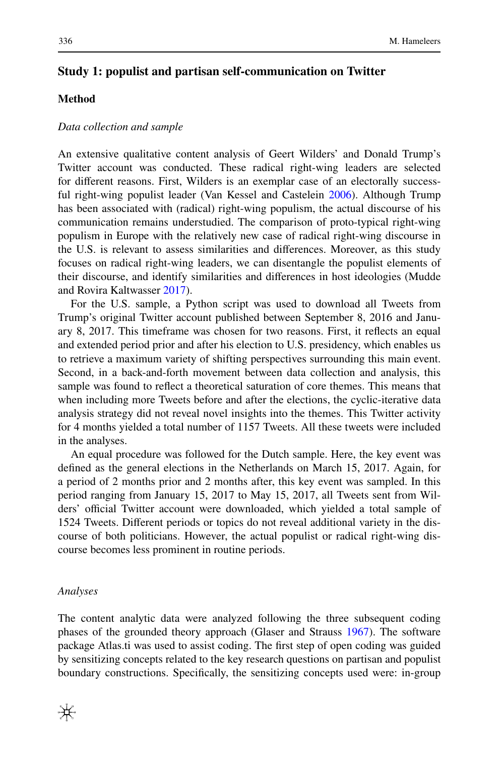## Study 1: populist and partisan self-communication on Twitter

### Method

*Data collection and sample*

An extensive qualitative content analysis of Geert Wilders' and Donald Trump's Twitter account was conducted. These radical right-wing leaders are selected for different reasons. First, Wilders is an exemplar case of an electorally successful right-wing populist leader (Van Kessel and Castelein 2006). Although Trump has been associated with (radical) right-wing populism, the actual discourse of his communication remains understudied. The comparison of proto-typical right-wing populism in Europe with the relatively new case of radical right-wing discourse in the U.S. is relevant to assess similarities and differences. Moreover, as this study focuses on radical right-wing leaders, we can disentangle the populist elements of their discourse, and identify similarities and differences in host ideologies (Mudde and Rovira Kaltwasser 2017).

For the U.S. sample, a Python script was used to download all Tweets from Trump's original Twitter account published between September 8, 2016 and January 8, 2017. This timeframe was chosen for two reasons. First, it reflects an equal and extended period prior and after his election to U.S. presidency, which enables us to retrieve a maximum variety of shifting perspectives surrounding this main event. Second, in a back-and-forth movement between data collection and analysis, this sample was found to reflect a theoretical saturation of core themes. This means that when including more Tweets before and after the elections, the cyclic-iterative data analysis strategy did not reveal novel insights into the themes. This Twitter activity for 4 months yielded a total number of 1157 Tweets. All these tweets were included in the analyses.

An equal procedure was followed for the Dutch sample. Here, the key event was defined as the general elections in the Netherlands on March 15, 2017. Again, for a period of 2 months prior and 2 months after, this key event was sampled. In this period ranging from January 15, 2017 to May 15, 2017, all Tweets sent from Wilders' official Twitter account were downloaded, which yielded a total sample of 1524 Tweets. Different periods or topics do not reveal additional variety in the discourse of both politicians. However, the actual populist or radical right-wing discourse becomes less prominent in routine periods.

*Analyses*

The content analytic data were analyzed following the three subsequent coding phases of the grounded theory approach (Glaser and Strauss 1967). The software package Atlas.ti was used to assist coding. The first step of open coding was guided by sensitizing concepts related to the key research questions on partisan and populist boundary constructions. Specifically, the sensitizing concepts used were: in-group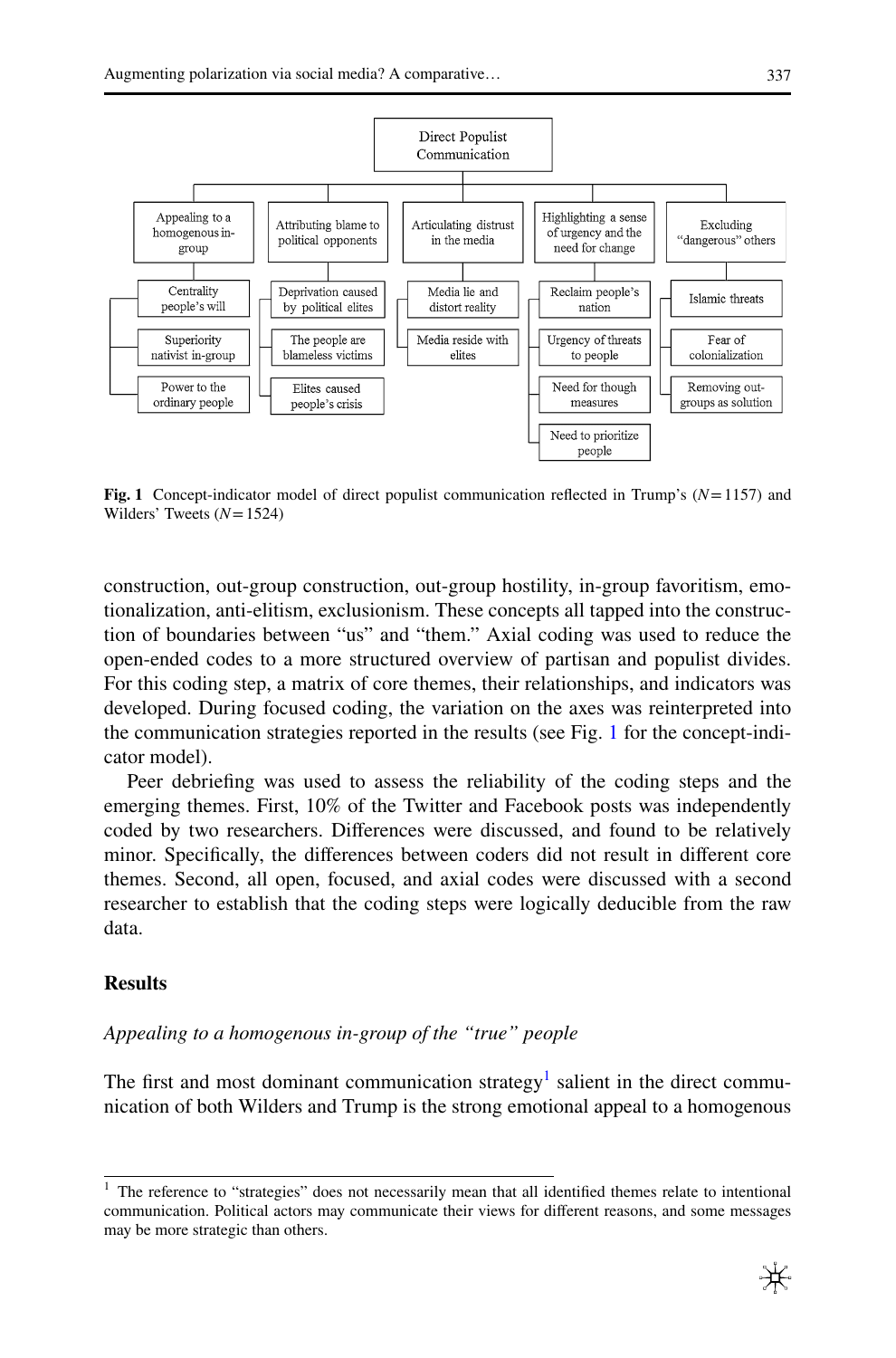- **Direct Populist Communication**
  - Appealing to a homogenous in-group
    - Centrality people's will
    - Superiority nativist in-group
    - Power to the ordinary people
  - Attributing blame to political opponents
    - Deprivation caused by political elites
    - The people are blameless victims
    - Elites caused people's crisis
  - Articulating distrust in the media
    - Media lie and distort reality
    - Media reside with elites
  - Highlighting a sense of urgency and the need for change
    - Reclaim people's nation
    - Urgency of threats to people
    - Need for though measures
    - Need to prioritize people
  - Excluding "dangerous" others
    - Islamic threats
    - Fear of colonialization
    - Removing out-groups as solution

**Fig. 1** Concept-indicator model of direct populist communication reflected in Trump's ($N = 1157$) and Wilders' Tweets ($N = 1524$)

construction, out-group construction, out-group hostility, in-group favoritism, emotionalization, anti-elitism, exclusionism. These concepts all tapped into the construction of boundaries between "us" and "them." Axial coding was used to reduce the open-ended codes to a more structured overview of partisan and populist divides. For this coding step, a matrix of core themes, their relationships, and indicators was developed. During focused coding, the variation on the axes was reinterpreted into the communication strategies reported in the results (see Fig. 1 for the concept-indicator model).

Peer debriefing was used to assess the reliability of the coding steps and the emerging themes. First, 10% of the Twitter and Facebook posts was independently coded by two researchers. Differences were discussed, and found to be relatively minor. Specifically, the differences between coders did not result in different core themes. Second, all open, focused, and axial codes were discussed with a second researcher to establish that the coding steps were logically deducible from the raw data.

## Results

### *Appealing to a homogenous in-group of the "true" people*

The first and most dominant communication strategy[1] salient in the direct communication of both Wilders and Trump is the strong emotional appeal to a homogenous

---

[1] The reference to "strategies" does not necessarily mean that all identified themes relate to intentional communication. Political actors may communicate their views for different reasons, and some messages may be more strategic than others.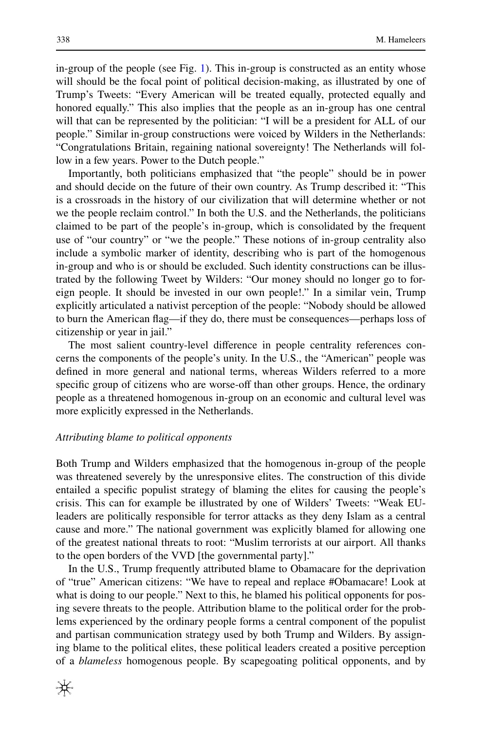in-group of the people (see Fig. 1). This in-group is constructed as an entity whose will should be the focal point of political decision-making, as illustrated by one of Trump's Tweets: "Every American will be treated equally, protected equally and honored equally." This also implies that the people as an in-group has one central will that can be represented by the politician: "I will be a president for ALL of our people." Similar in-group constructions were voiced by Wilders in the Netherlands: "Congratulations Britain, regaining national sovereignty! The Netherlands will follow in a few years. Power to the Dutch people."

Importantly, both politicians emphasized that "the people" should be in power and should decide on the future of their own country. As Trump described it: "This is a crossroads in the history of our civilization that will determine whether or not we the people reclaim control." In both the U.S. and the Netherlands, the politicians claimed to be part of the people's in-group, which is consolidated by the frequent use of "our country" or "we the people." These notions of in-group centrality also include a symbolic marker of identity, describing who is part of the homogenous in-group and who is or should be excluded. Such identity constructions can be illustrated by the following Tweet by Wilders: "Our money should no longer go to foreign people. It should be invested in our own people!." In a similar vein, Trump explicitly articulated a nativist perception of the people: "Nobody should be allowed to burn the American flag—if they do, there must be consequences—perhaps loss of citizenship or year in jail."

The most salient country-level difference in people centrality references concerns the components of the people's unity. In the U.S., the "American" people was defined in more general and national terms, whereas Wilders referred to a more specific group of citizens who are worse-off than other groups. Hence, the ordinary people as a threatened homogenous in-group on an economic and cultural level was more explicitly expressed in the Netherlands.

*Attributing blame to political opponents*

Both Trump and Wilders emphasized that the homogenous in-group of the people was threatened severely by the unresponsive elites. The construction of this divide entailed a specific populist strategy of blaming the elites for causing the people's crisis. This can for example be illustrated by one of Wilders' Tweets: "Weak EU-leaders are politically responsible for terror attacks as they deny Islam as a central cause and more." The national government was explicitly blamed for allowing one of the greatest national threats to root: "Muslim terrorists at our airport. All thanks to the open borders of the VVD [the governmental party]."

In the U.S., Trump frequently attributed blame to Obamacare for the deprivation of "true" American citizens: "We have to repeal and replace #Obamacare! Look at what is doing to our people." Next to this, he blamed his political opponents for posing severe threats to the people. Attribution blame to the political order for the problems experienced by the ordinary people forms a central component of the populist and partisan communication strategy used by both Trump and Wilders. By assigning blame to the political elites, these political leaders created a positive perception of a *blameless* homogenous people. By scapegoating political opponents, and by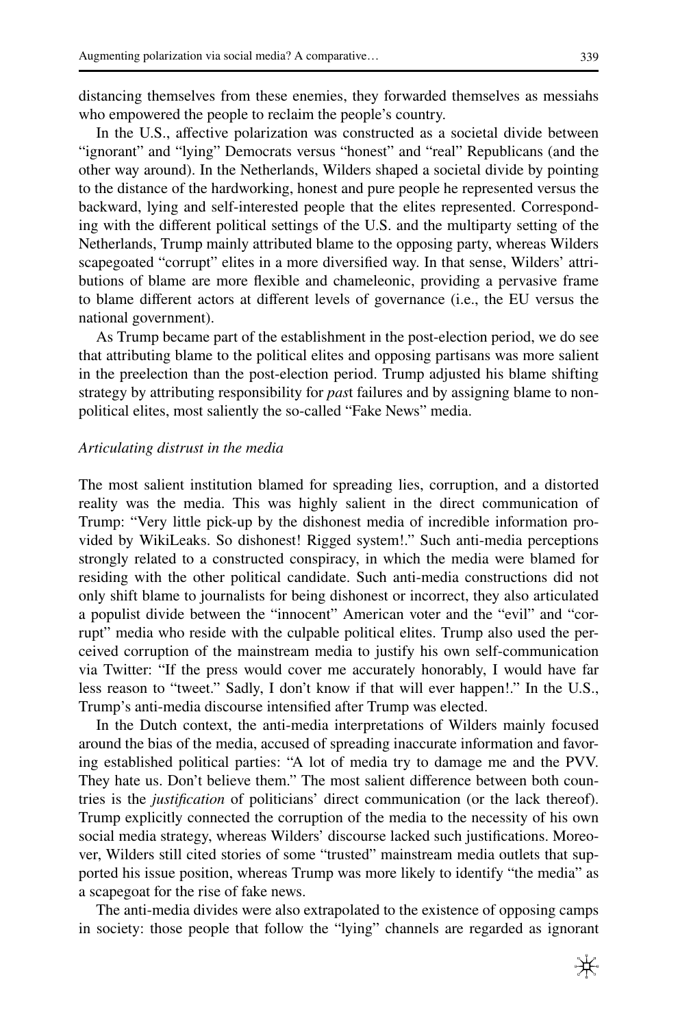distancing themselves from these enemies, they forwarded themselves as messiahs who empowered the people to reclaim the people's country.

In the U.S., affective polarization was constructed as a societal divide between "ignorant" and "lying" Democrats versus "honest" and "real" Republicans (and the other way around). In the Netherlands, Wilders shaped a societal divide by pointing to the distance of the hardworking, honest and pure people he represented versus the backward, lying and self-interested people that the elites represented. Corresponding with the different political settings of the U.S. and the multiparty setting of the Netherlands, Trump mainly attributed blame to the opposing party, whereas Wilders scapegoated "corrupt" elites in a more diversified way. In that sense, Wilders' attributions of blame are more flexible and chameleonic, providing a pervasive frame to blame different actors at different levels of governance (i.e., the EU versus the national government).

As Trump became part of the establishment in the post-election period, we do see that attributing blame to the political elites and opposing partisans was more salient in the preelection than the post-election period. Trump adjusted his blame shifting strategy by attributing responsibility for *pas*t failures and by assigning blame to non-political elites, most saliently the so-called "Fake News" media.

*Articulating distrust in the media*

The most salient institution blamed for spreading lies, corruption, and a distorted reality was the media. This was highly salient in the direct communication of Trump: "Very little pick-up by the dishonest media of incredible information provided by WikiLeaks. So dishonest! Rigged system!." Such anti-media perceptions strongly related to a constructed conspiracy, in which the media were blamed for residing with the other political candidate. Such anti-media constructions did not only shift blame to journalists for being dishonest or incorrect, they also articulated a populist divide between the "innocent" American voter and the "evil" and "corrupt" media who reside with the culpable political elites. Trump also used the perceived corruption of the mainstream media to justify his own self-communication via Twitter: "If the press would cover me accurately honorably, I would have far less reason to "tweet." Sadly, I don't know if that will ever happen!." In the U.S., Trump's anti-media discourse intensified after Trump was elected.

In the Dutch context, the anti-media interpretations of Wilders mainly focused around the bias of the media, accused of spreading inaccurate information and favoring established political parties: "A lot of media try to damage me and the PVV. They hate us. Don't believe them." The most salient difference between both countries is the *justification* of politicians' direct communication (or the lack thereof). Trump explicitly connected the corruption of the media to the necessity of his own social media strategy, whereas Wilders' discourse lacked such justifications. Moreover, Wilders still cited stories of some "trusted" mainstream media outlets that supported his issue position, whereas Trump was more likely to identify "the media" as a scapegoat for the rise of fake news.

The anti-media divides were also extrapolated to the existence of opposing camps in society: those people that follow the "lying" channels are regarded as ignorant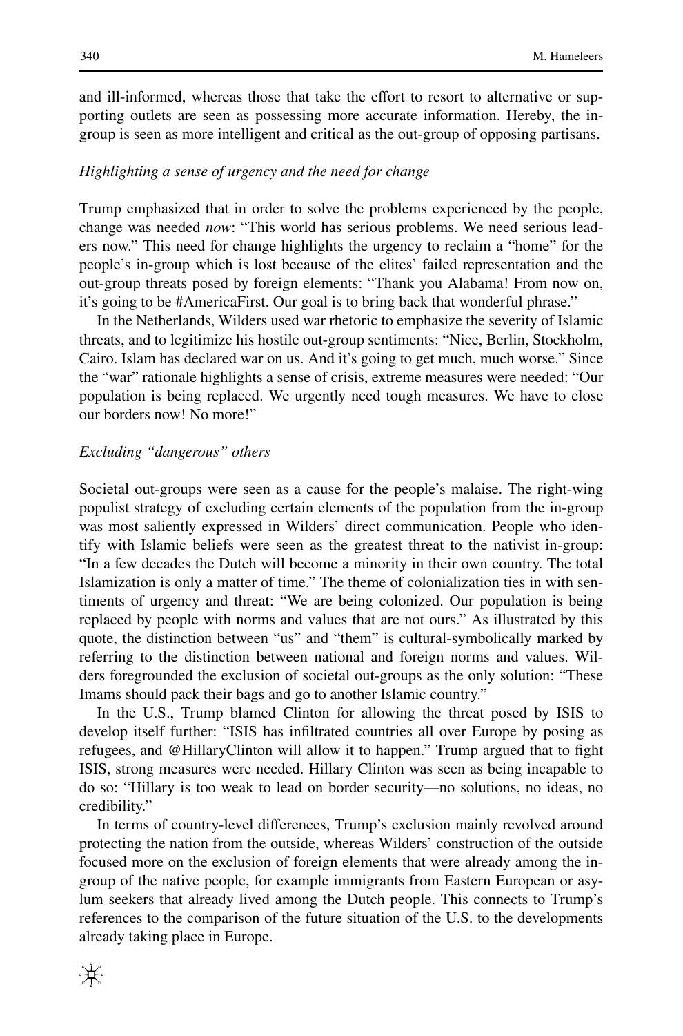and ill-informed, whereas those that take the effort to resort to alternative or supporting outlets are seen as possessing more accurate information. Hereby, the in-group is seen as more intelligent and critical as the out-group of opposing partisans.

*Highlighting a sense of urgency and the need for change*

Trump emphasized that in order to solve the problems experienced by the people, change was needed *now*: "This world has serious problems. We need serious leaders now." This need for change highlights the urgency to reclaim a "home" for the people's in-group which is lost because of the elites' failed representation and the out-group threats posed by foreign elements: "Thank you Alabama! From now on, it's going to be #AmericaFirst. Our goal is to bring back that wonderful phrase."

In the Netherlands, Wilders used war rhetoric to emphasize the severity of Islamic threats, and to legitimize his hostile out-group sentiments: "Nice, Berlin, Stockholm, Cairo. Islam has declared war on us. And it's going to get much, much worse." Since the "war" rationale highlights a sense of crisis, extreme measures were needed: "Our population is being replaced. We urgently need tough measures. We have to close our borders now! No more!"

*Excluding "dangerous" others*

Societal out-groups were seen as a cause for the people's malaise. The right-wing populist strategy of excluding certain elements of the population from the in-group was most saliently expressed in Wilders' direct communication. People who identify with Islamic beliefs were seen as the greatest threat to the nativist in-group: "In a few decades the Dutch will become a minority in their own country. The total Islamization is only a matter of time." The theme of colonialization ties in with sentiments of urgency and threat: "We are being colonized. Our population is being replaced by people with norms and values that are not ours." As illustrated by this quote, the distinction between "us" and "them" is cultural-symbolically marked by referring to the distinction between national and foreign norms and values. Wilders foregrounded the exclusion of societal out-groups as the only solution: "These Imams should pack their bags and go to another Islamic country."

In the U.S., Trump blamed Clinton for allowing the threat posed by ISIS to develop itself further: "ISIS has infiltrated countries all over Europe by posing as refugees, and @HillaryClinton will allow it to happen." Trump argued that to fight ISIS, strong measures were needed. Hillary Clinton was seen as being incapable to do so: "Hillary is too weak to lead on border security—no solutions, no ideas, no credibility."

In terms of country-level differences, Trump's exclusion mainly revolved around protecting the nation from the outside, whereas Wilders' construction of the outside focused more on the exclusion of foreign elements that were already among the in-group of the native people, for example immigrants from Eastern European or asylum seekers that already lived among the Dutch people. This connects to Trump's references to the comparison of the future situation of the U.S. to the developments already taking place in Europe.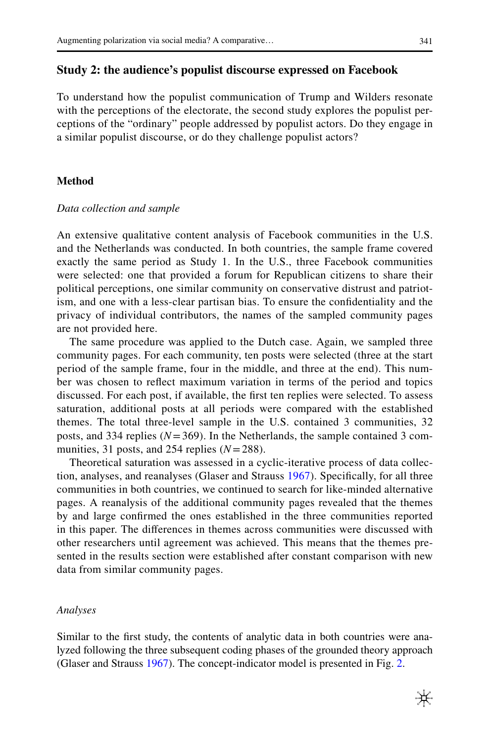## Study 2: the audience's populist discourse expressed on Facebook

To understand how the populist communication of Trump and Wilders resonate with the perceptions of the electorate, the second study explores the populist perceptions of the "ordinary" people addressed by populist actors. Do they engage in a similar populist discourse, or do they challenge populist actors?

### Method

*Data collection and sample*

An extensive qualitative content analysis of Facebook communities in the U.S. and the Netherlands was conducted. In both countries, the sample frame covered exactly the same period as Study 1. In the U.S., three Facebook communities were selected: one that provided a forum for Republican citizens to share their political perceptions, one similar community on conservative distrust and patriotism, and one with a less-clear partisan bias. To ensure the confidentiality and the privacy of individual contributors, the names of the sampled community pages are not provided here.

The same procedure was applied to the Dutch case. Again, we sampled three community pages. For each community, ten posts were selected (three at the start period of the sample frame, four in the middle, and three at the end). This number was chosen to reflect maximum variation in terms of the period and topics discussed. For each post, if available, the first ten replies were selected. To assess saturation, additional posts at all periods were compared with the established themes. The total three-level sample in the U.S. contained 3 communities, 32 posts, and 334 replies ($N = 369$). In the Netherlands, the sample contained 3 communities, 31 posts, and 254 replies ($N = 288$).

Theoretical saturation was assessed in a cyclic-iterative process of data collection, analyses, and reanalyses (Glaser and Strauss 1967). Specifically, for all three communities in both countries, we continued to search for like-minded alternative pages. A reanalysis of the additional community pages revealed that the themes by and large confirmed the ones established in the three communities reported in this paper. The differences in themes across communities were discussed with other researchers until agreement was achieved. This means that the themes presented in the results section were established after constant comparison with new data from similar community pages.

*Analyses*

Similar to the first study, the contents of analytic data in both countries were analyzed following the three subsequent coding phases of the grounded theory approach (Glaser and Strauss 1967). The concept-indicator model is presented in Fig. 2.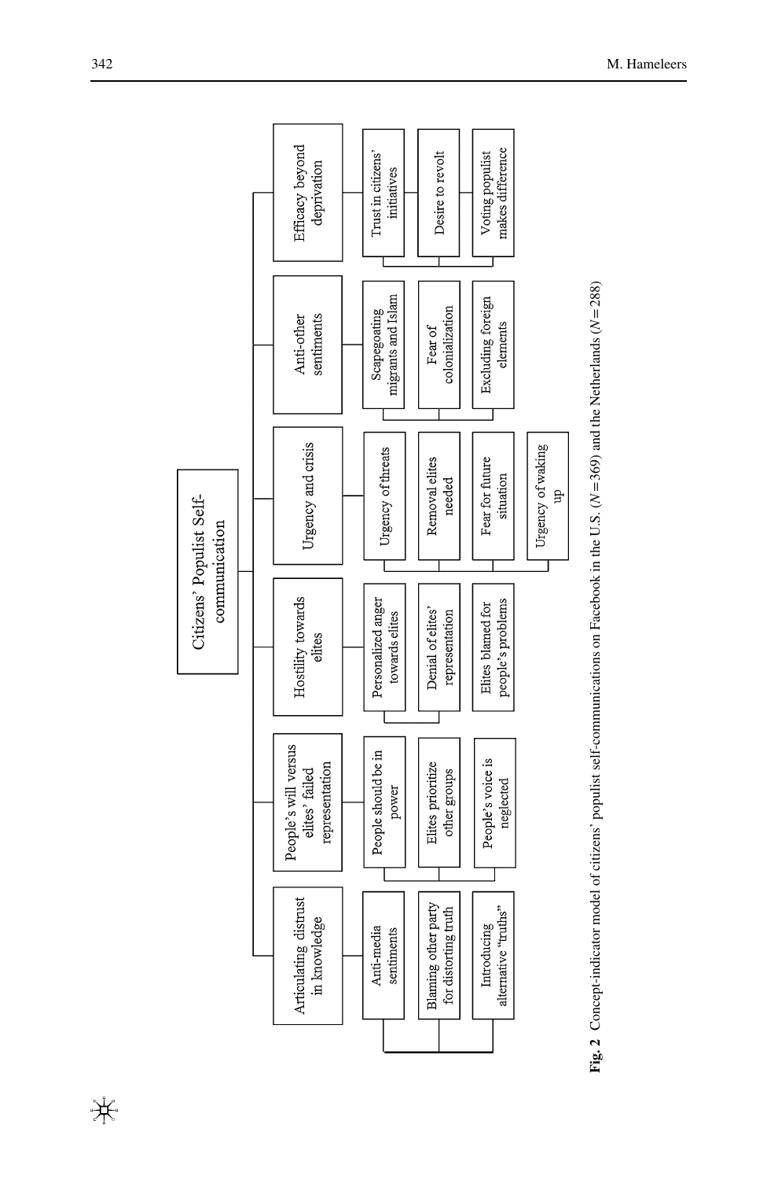Citizens' Populist Self-communication

- Articulating distrust in knowledge
  - Anti-media sentiments
  - Blaming other party for distorting truth
  - Introducing alternative "truths"
- People's will versus elites' failed representation
  - People should be in power
  - Elites prioritize other groups
  - People's voice is neglected
- Hostility towards elites
  - Personalized anger towards elites
  - Denial of elites' representation
  - Elites blamed for people's problems
- Urgency and crisis
  - Urgency of threats
  - Removal elites needed
  - Fear for future situation
  - Urgency of waking up
- Anti-other sentiments
  - Scapegoating migrants and Islam
  - Fear of colonialization
  - Excluding foreign elements
- Efficacy beyond deprivation
  - Trust in citizens' initiatives
  - Desire to revolt
  - Voting populist makes difference

**Fig. 2** Concept-indicator model of citizens' populist self-communications on Facebook in the U.S. ($N = 369$) and the Netherlands ($N = 288$)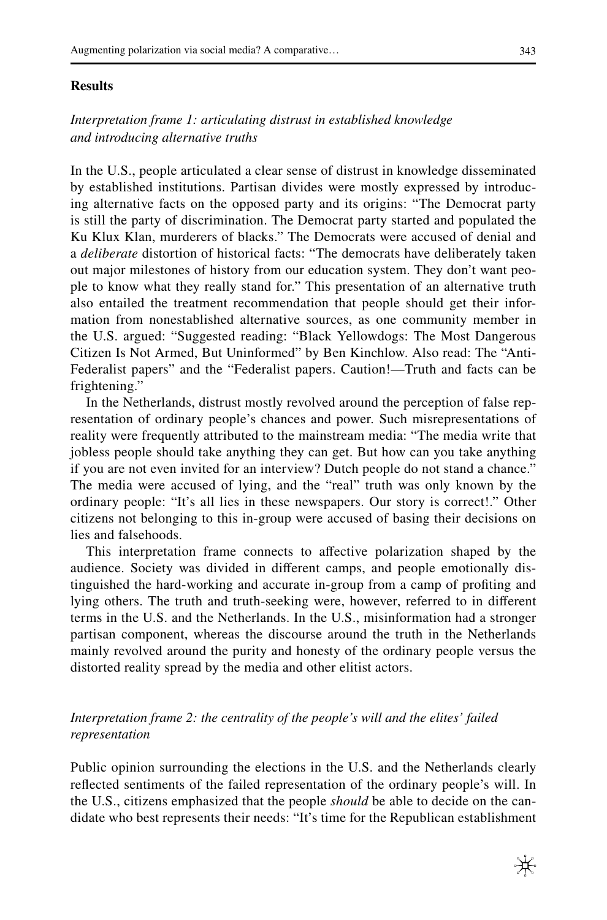## Results

### *Interpretation frame 1: articulating distrust in established knowledge and introducing alternative truths*

In the U.S., people articulated a clear sense of distrust in knowledge disseminated by established institutions. Partisan divides were mostly expressed by introducing alternative facts on the opposed party and its origins: "The Democrat party is still the party of discrimination. The Democrat party started and populated the Ku Klux Klan, murderers of blacks." The Democrats were accused of denial and a *deliberate* distortion of historical facts: "The democrats have deliberately taken out major milestones of history from our education system. They don't want people to know what they really stand for." This presentation of an alternative truth also entailed the treatment recommendation that people should get their information from nonestablished alternative sources, as one community member in the U.S. argued: "Suggested reading: "Black Yellowdogs: The Most Dangerous Citizen Is Not Armed, But Uninformed" by Ben Kinchlow. Also read: The "Anti-Federalist papers" and the "Federalist papers. Caution!—Truth and facts can be frightening."

In the Netherlands, distrust mostly revolved around the perception of false representation of ordinary people's chances and power. Such misrepresentations of reality were frequently attributed to the mainstream media: "The media write that jobless people should take anything they can get. But how can you take anything if you are not even invited for an interview? Dutch people do not stand a chance." The media were accused of lying, and the "real" truth was only known by the ordinary people: "It's all lies in these newspapers. Our story is correct!." Other citizens not belonging to this in-group were accused of basing their decisions on lies and falsehoods.

This interpretation frame connects to affective polarization shaped by the audience. Society was divided in different camps, and people emotionally distinguished the hard-working and accurate in-group from a camp of profiting and lying others. The truth and truth-seeking were, however, referred to in different terms in the U.S. and the Netherlands. In the U.S., misinformation had a stronger partisan component, whereas the discourse around the truth in the Netherlands mainly revolved around the purity and honesty of the ordinary people versus the distorted reality spread by the media and other elitist actors.

### *Interpretation frame 2: the centrality of the people's will and the elites' failed representation*

Public opinion surrounding the elections in the U.S. and the Netherlands clearly reflected sentiments of the failed representation of the ordinary people's will. In the U.S., citizens emphasized that the people *should* be able to decide on the candidate who best represents their needs: "It's time for the Republican establishment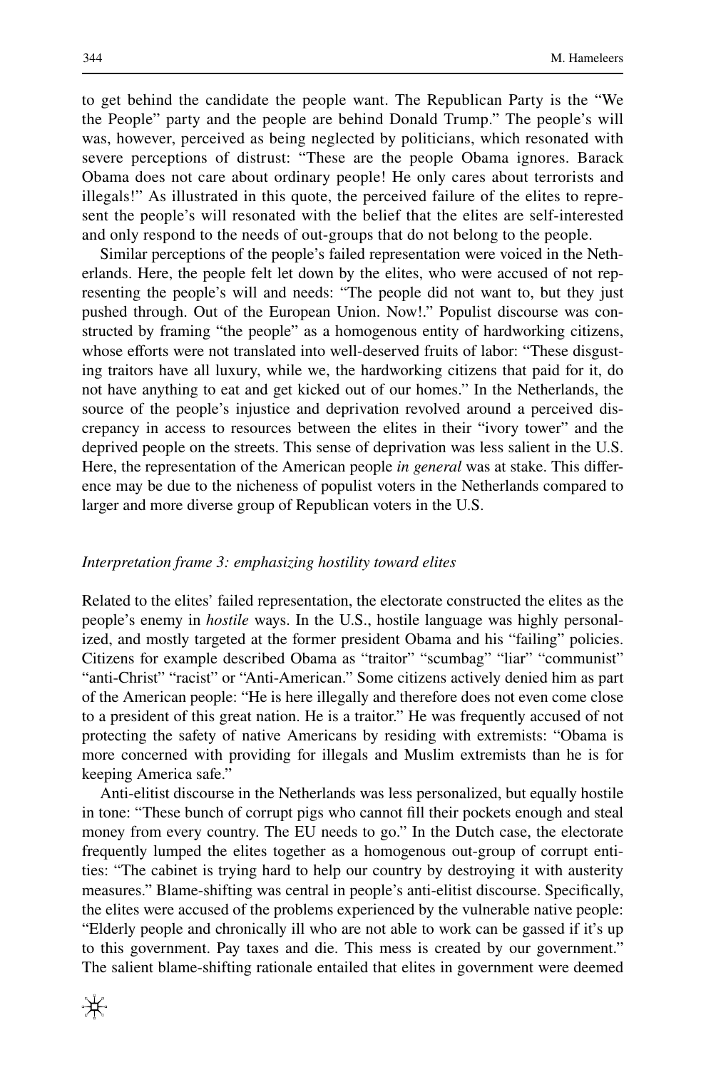to get behind the candidate the people want. The Republican Party is the "We the People" party and the people are behind Donald Trump." The people's will was, however, perceived as being neglected by politicians, which resonated with severe perceptions of distrust: "These are the people Obama ignores. Barack Obama does not care about ordinary people! He only cares about terrorists and illegals!" As illustrated in this quote, the perceived failure of the elites to represent the people's will resonated with the belief that the elites are self-interested and only respond to the needs of out-groups that do not belong to the people.

Similar perceptions of the people's failed representation were voiced in the Netherlands. Here, the people felt let down by the elites, who were accused of not representing the people's will and needs: "The people did not want to, but they just pushed through. Out of the European Union. Now!." Populist discourse was constructed by framing "the people" as a homogenous entity of hardworking citizens, whose efforts were not translated into well-deserved fruits of labor: "These disgusting traitors have all luxury, while we, the hardworking citizens that paid for it, do not have anything to eat and get kicked out of our homes." In the Netherlands, the source of the people's injustice and deprivation revolved around a perceived discrepancy in access to resources between the elites in their "ivory tower" and the deprived people on the streets. This sense of deprivation was less salient in the U.S. Here, the representation of the American people *in general* was at stake. This difference may be due to the nicheness of populist voters in the Netherlands compared to larger and more diverse group of Republican voters in the U.S.

*Interpretation frame 3: emphasizing hostility toward elites*

Related to the elites' failed representation, the electorate constructed the elites as the people's enemy in *hostile* ways. In the U.S., hostile language was highly personalized, and mostly targeted at the former president Obama and his "failing" policies. Citizens for example described Obama as "traitor" "scumbag" "liar" "communist" "anti-Christ" "racist" or "Anti-American." Some citizens actively denied him as part of the American people: "He is here illegally and therefore does not even come close to a president of this great nation. He is a traitor." He was frequently accused of not protecting the safety of native Americans by residing with extremists: "Obama is more concerned with providing for illegals and Muslim extremists than he is for keeping America safe."

Anti-elitist discourse in the Netherlands was less personalized, but equally hostile in tone: "These bunch of corrupt pigs who cannot fill their pockets enough and steal money from every country. The EU needs to go." In the Dutch case, the electorate frequently lumped the elites together as a homogenous out-group of corrupt entities: "The cabinet is trying hard to help our country by destroying it with austerity measures." Blame-shifting was central in people's anti-elitist discourse. Specifically, the elites were accused of the problems experienced by the vulnerable native people: "Elderly people and chronically ill who are not able to work can be gassed if it's up to this government. Pay taxes and die. This mess is created by our government." The salient blame-shifting rationale entailed that elites in government were deemed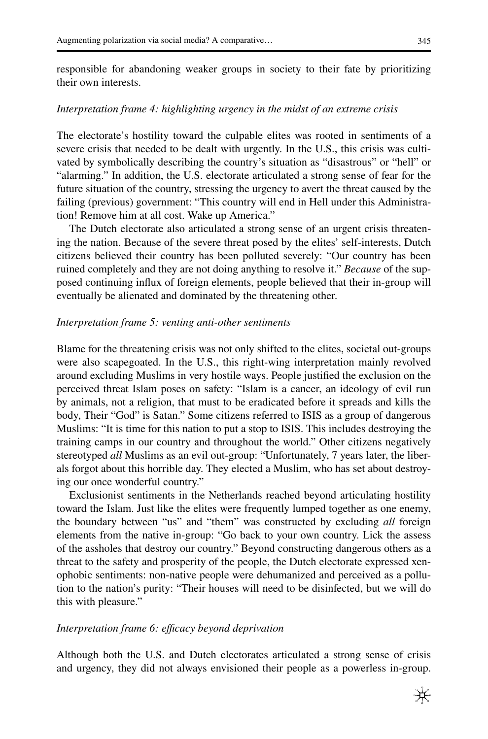responsible for abandoning weaker groups in society to their fate by prioritizing their own interests.

*Interpretation frame 4: highlighting urgency in the midst of an extreme crisis*

The electorate's hostility toward the culpable elites was rooted in sentiments of a severe crisis that needed to be dealt with urgently. In the U.S., this crisis was cultivated by symbolically describing the country's situation as "disastrous" or "hell" or "alarming." In addition, the U.S. electorate articulated a strong sense of fear for the future situation of the country, stressing the urgency to avert the threat caused by the failing (previous) government: "This country will end in Hell under this Administration! Remove him at all cost. Wake up America."

The Dutch electorate also articulated a strong sense of an urgent crisis threatening the nation. Because of the severe threat posed by the elites' self-interests, Dutch citizens believed their country has been polluted severely: "Our country has been ruined completely and they are not doing anything to resolve it." *Because* of the supposed continuing influx of foreign elements, people believed that their in-group will eventually be alienated and dominated by the threatening other.

*Interpretation frame 5: venting anti-other sentiments*

Blame for the threatening crisis was not only shifted to the elites, societal out-groups were also scapegoated. In the U.S., this right-wing interpretation mainly revolved around excluding Muslims in very hostile ways. People justified the exclusion on the perceived threat Islam poses on safety: "Islam is a cancer, an ideology of evil run by animals, not a religion, that must to be eradicated before it spreads and kills the body, Their "God" is Satan." Some citizens referred to ISIS as a group of dangerous Muslims: "It is time for this nation to put a stop to ISIS. This includes destroying the training camps in our country and throughout the world." Other citizens negatively stereotyped *all* Muslims as an evil out-group: "Unfortunately, 7 years later, the liberals forgot about this horrible day. They elected a Muslim, who has set about destroying our once wonderful country."

Exclusionist sentiments in the Netherlands reached beyond articulating hostility toward the Islam. Just like the elites were frequently lumped together as one enemy, the boundary between "us" and "them" was constructed by excluding *all* foreign elements from the native in-group: "Go back to your own country. Lick the assess of the assholes that destroy our country." Beyond constructing dangerous others as a threat to the safety and prosperity of the people, the Dutch electorate expressed xenophobic sentiments: non-native people were dehumanized and perceived as a pollution to the nation's purity: "Their houses will need to be disinfected, but we will do this with pleasure."

*Interpretation frame 6: efficacy beyond deprivation*

Although both the U.S. and Dutch electorates articulated a strong sense of crisis and urgency, they did not always envisioned their people as a powerless in-group.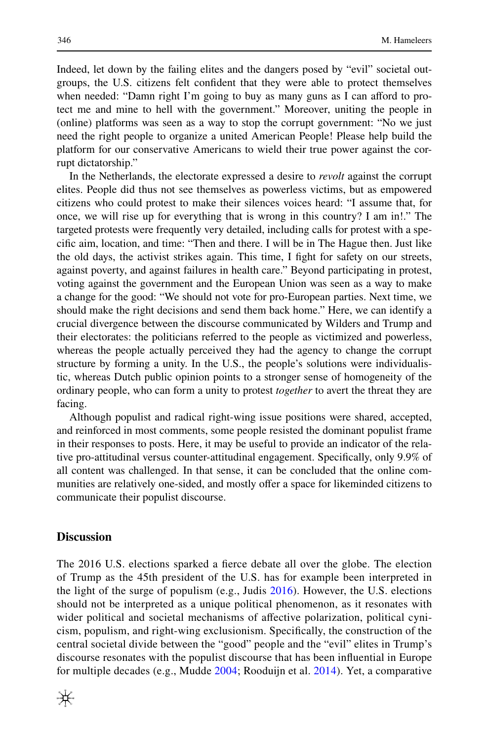Indeed, let down by the failing elites and the dangers posed by "evil" societal out-groups, the U.S. citizens felt confident that they were able to protect themselves when needed: "Damn right I'm going to buy as many guns as I can afford to protect me and mine to hell with the government." Moreover, uniting the people in (online) platforms was seen as a way to stop the corrupt government: "No we just need the right people to organize a united American People! Please help build the platform for our conservative Americans to wield their true power against the corrupt dictatorship."

In the Netherlands, the electorate expressed a desire to *revolt* against the corrupt elites. People did thus not see themselves as powerless victims, but as empowered citizens who could protest to make their silences voices heard: "I assume that, for once, we will rise up for everything that is wrong in this country? I am in!." The targeted protests were frequently very detailed, including calls for protest with a specific aim, location, and time: "Then and there. I will be in The Hague then. Just like the old days, the activist strikes again. This time, I fight for safety on our streets, against poverty, and against failures in health care." Beyond participating in protest, voting against the government and the European Union was seen as a way to make a change for the good: "We should not vote for pro-European parties. Next time, we should make the right decisions and send them back home." Here, we can identify a crucial divergence between the discourse communicated by Wilders and Trump and their electorates: the politicians referred to the people as victimized and powerless, whereas the people actually perceived they had the agency to change the corrupt structure by forming a unity. In the U.S., the people's solutions were individualistic, whereas Dutch public opinion points to a stronger sense of homogeneity of the ordinary people, who can form a unity to protest *together* to avert the threat they are facing.

Although populist and radical right-wing issue positions were shared, accepted, and reinforced in most comments, some people resisted the dominant populist frame in their responses to posts. Here, it may be useful to provide an indicator of the relative pro-attitudinal versus counter-attitudinal engagement. Specifically, only 9.9% of all content was challenged. In that sense, it can be concluded that the online communities are relatively one-sided, and mostly offer a space for likeminded citizens to communicate their populist discourse.

## Discussion

The 2016 U.S. elections sparked a fierce debate all over the globe. The election of Trump as the 45th president of the U.S. has for example been interpreted in the light of the surge of populism (e.g., Judis 2016). However, the U.S. elections should not be interpreted as a unique political phenomenon, as it resonates with wider political and societal mechanisms of affective polarization, political cynicism, populism, and right-wing exclusionism. Specifically, the construction of the central societal divide between the "good" people and the "evil" elites in Trump's discourse resonates with the populist discourse that has been influential in Europe for multiple decades (e.g., Mudde 2004; Rooduijn et al. 2014). Yet, a comparative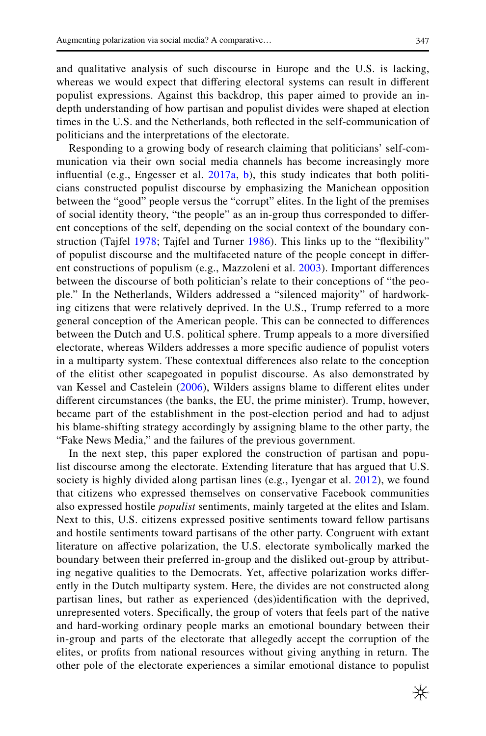and qualitative analysis of such discourse in Europe and the U.S. is lacking, whereas we would expect that differing electoral systems can result in different populist expressions. Against this backdrop, this paper aimed to provide an in-depth understanding of how partisan and populist divides were shaped at election times in the U.S. and the Netherlands, both reflected in the self-communication of politicians and the interpretations of the electorate.

Responding to a growing body of research claiming that politicians' self-communication via their own social media channels has become increasingly more influential (e.g., Engesser et al. 2017a, b), this study indicates that both politicians constructed populist discourse by emphasizing the Manichean opposition between the "good" people versus the "corrupt" elites. In the light of the premises of social identity theory, "the people" as an in-group thus corresponded to different conceptions of the self, depending on the social context of the boundary construction (Tajfel 1978; Tajfel and Turner 1986). This links up to the "flexibility" of populist discourse and the multifaceted nature of the people concept in different constructions of populism (e.g., Mazzoleni et al. 2003). Important differences between the discourse of both politician's relate to their conceptions of "the people." In the Netherlands, Wilders addressed a "silenced majority" of hardworking citizens that were relatively deprived. In the U.S., Trump referred to a more general conception of the American people. This can be connected to differences between the Dutch and U.S. political sphere. Trump appeals to a more diversified electorate, whereas Wilders addresses a more specific audience of populist voters in a multiparty system. These contextual differences also relate to the conception of the elitist other scapegoated in populist discourse. As also demonstrated by van Kessel and Castelein (2006), Wilders assigns blame to different elites under different circumstances (the banks, the EU, the prime minister). Trump, however, became part of the establishment in the post-election period and had to adjust his blame-shifting strategy accordingly by assigning blame to the other party, the "Fake News Media," and the failures of the previous government.

In the next step, this paper explored the construction of partisan and populist discourse among the electorate. Extending literature that has argued that U.S. society is highly divided along partisan lines (e.g., Iyengar et al. 2012), we found that citizens who expressed themselves on conservative Facebook communities also expressed hostile *populist* sentiments, mainly targeted at the elites and Islam. Next to this, U.S. citizens expressed positive sentiments toward fellow partisans and hostile sentiments toward partisans of the other party. Congruent with extant literature on affective polarization, the U.S. electorate symbolically marked the boundary between their preferred in-group and the disliked out-group by attributing negative qualities to the Democrats. Yet, affective polarization works differently in the Dutch multiparty system. Here, the divides are not constructed along partisan lines, but rather as experienced (des)identification with the deprived, unrepresented voters. Specifically, the group of voters that feels part of the native and hard-working ordinary people marks an emotional boundary between their in-group and parts of the electorate that allegedly accept the corruption of the elites, or profits from national resources without giving anything in return. The other pole of the electorate experiences a similar emotional distance to populist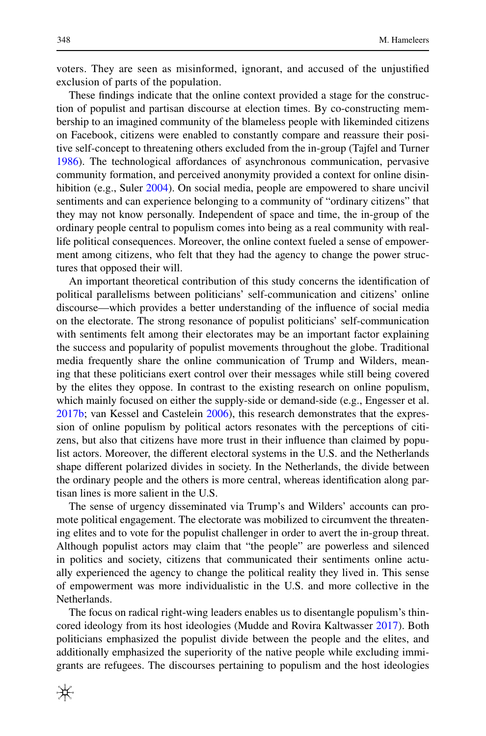voters. They are seen as misinformed, ignorant, and accused of the unjustified exclusion of parts of the population.

These findings indicate that the online context provided a stage for the construction of populist and partisan discourse at election times. By co-constructing membership to an imagined community of the blameless people with likeminded citizens on Facebook, citizens were enabled to constantly compare and reassure their positive self-concept to threatening others excluded from the in-group (Tajfel and Turner 1986). The technological affordances of asynchronous communication, pervasive community formation, and perceived anonymity provided a context for online disinhibition (e.g., Suler 2004). On social media, people are empowered to share uncivil sentiments and can experience belonging to a community of "ordinary citizens" that they may not know personally. Independent of space and time, the in-group of the ordinary people central to populism comes into being as a real community with real-life political consequences. Moreover, the online context fueled a sense of empowerment among citizens, who felt that they had the agency to change the power structures that opposed their will.

An important theoretical contribution of this study concerns the identification of political parallelisms between politicians' self-communication and citizens' online discourse—which provides a better understanding of the influence of social media on the electorate. The strong resonance of populist politicians' self-communication with sentiments felt among their electorates may be an important factor explaining the success and popularity of populist movements throughout the globe. Traditional media frequently share the online communication of Trump and Wilders, meaning that these politicians exert control over their messages while still being covered by the elites they oppose. In contrast to the existing research on online populism, which mainly focused on either the supply-side or demand-side (e.g., Engesser et al. 2017b; van Kessel and Castelein 2006), this research demonstrates that the expression of online populism by political actors resonates with the perceptions of citizens, but also that citizens have more trust in their influence than claimed by populist actors. Moreover, the different electoral systems in the U.S. and the Netherlands shape different polarized divides in society. In the Netherlands, the divide between the ordinary people and the others is more central, whereas identification along partisan lines is more salient in the U.S.

The sense of urgency disseminated via Trump's and Wilders' accounts can promote political engagement. The electorate was mobilized to circumvent the threatening elites and to vote for the populist challenger in order to avert the in-group threat. Although populist actors may claim that "the people" are powerless and silenced in politics and society, citizens that communicated their sentiments online actually experienced the agency to change the political reality they lived in. This sense of empowerment was more individualistic in the U.S. and more collective in the Netherlands.

The focus on radical right-wing leaders enables us to disentangle populism's thin-cored ideology from its host ideologies (Mudde and Rovira Kaltwasser 2017). Both politicians emphasized the populist divide between the people and the elites, and additionally emphasized the superiority of the native people while excluding immigrants are refugees. The discourses pertaining to populism and the host ideologies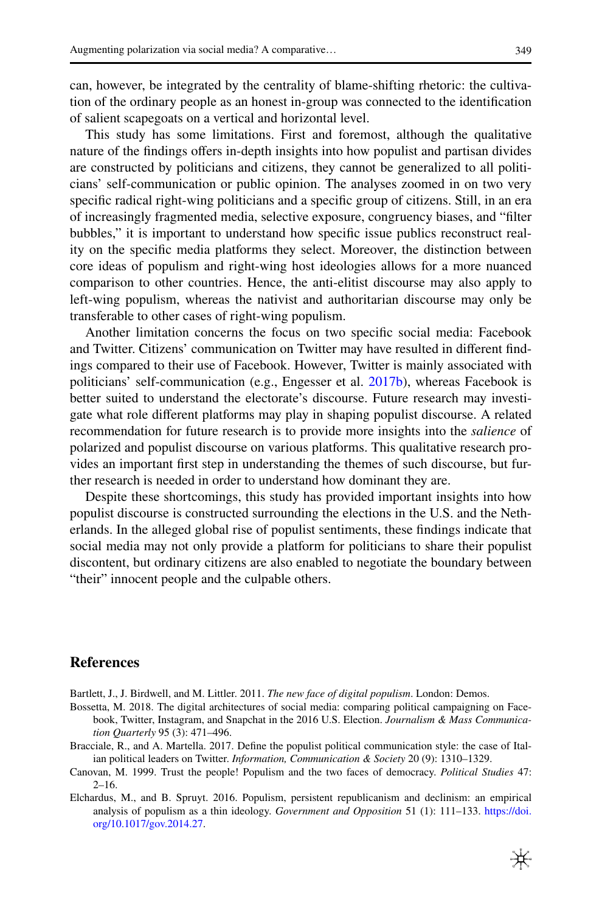can, however, be integrated by the centrality of blame-shifting rhetoric: the cultivation of the ordinary people as an honest in-group was connected to the identification of salient scapegoats on a vertical and horizontal level.

This study has some limitations. First and foremost, although the qualitative nature of the findings offers in-depth insights into how populist and partisan divides are constructed by politicians and citizens, they cannot be generalized to all politicians' self-communication or public opinion. The analyses zoomed in on two very specific radical right-wing politicians and a specific group of citizens. Still, in an era of increasingly fragmented media, selective exposure, congruency biases, and "filter bubbles," it is important to understand how specific issue publics reconstruct reality on the specific media platforms they select. Moreover, the distinction between core ideas of populism and right-wing host ideologies allows for a more nuanced comparison to other countries. Hence, the anti-elitist discourse may also apply to left-wing populism, whereas the nativist and authoritarian discourse may only be transferable to other cases of right-wing populism.

Another limitation concerns the focus on two specific social media: Facebook and Twitter. Citizens' communication on Twitter may have resulted in different findings compared to their use of Facebook. However, Twitter is mainly associated with politicians' self-communication (e.g., Engesser et al. 2017b), whereas Facebook is better suited to understand the electorate's discourse. Future research may investigate what role different platforms may play in shaping populist discourse. A related recommendation for future research is to provide more insights into the *salience* of polarized and populist discourse on various platforms. This qualitative research provides an important first step in understanding the themes of such discourse, but further research is needed in order to understand how dominant they are.

Despite these shortcomings, this study has provided important insights into how populist discourse is constructed surrounding the elections in the U.S. and the Netherlands. In the alleged global rise of populist sentiments, these findings indicate that social media may not only provide a platform for politicians to share their populist discontent, but ordinary citizens are also enabled to negotiate the boundary between "their" innocent people and the culpable others.

## References

Bartlett, J., J. Birdwell, and M. Littler. 2011. *The new face of digital populism*. London: Demos.

Bossetta, M. 2018. The digital architectures of social media: comparing political campaigning on Facebook, Twitter, Instagram, and Snapchat in the 2016 U.S. Election. *Journalism & Mass Communication Quarterly* 95 (3): 471–496.

Bracciale, R., and A. Martella. 2017. Define the populist political communication style: the case of Italian political leaders on Twitter. *Information, Communication & Society* 20 (9): 1310–1329.

Canovan, M. 1999. Trust the people! Populism and the two faces of democracy. *Political Studies* 47: 2–16.

Elchardus, M., and B. Spruyt. 2016. Populism, persistent republicanism and declinism: an empirical analysis of populism as a thin ideology. *Government and Opposition* 51 (1): 111–133. https://doi.org/10.1017/gov.2014.27.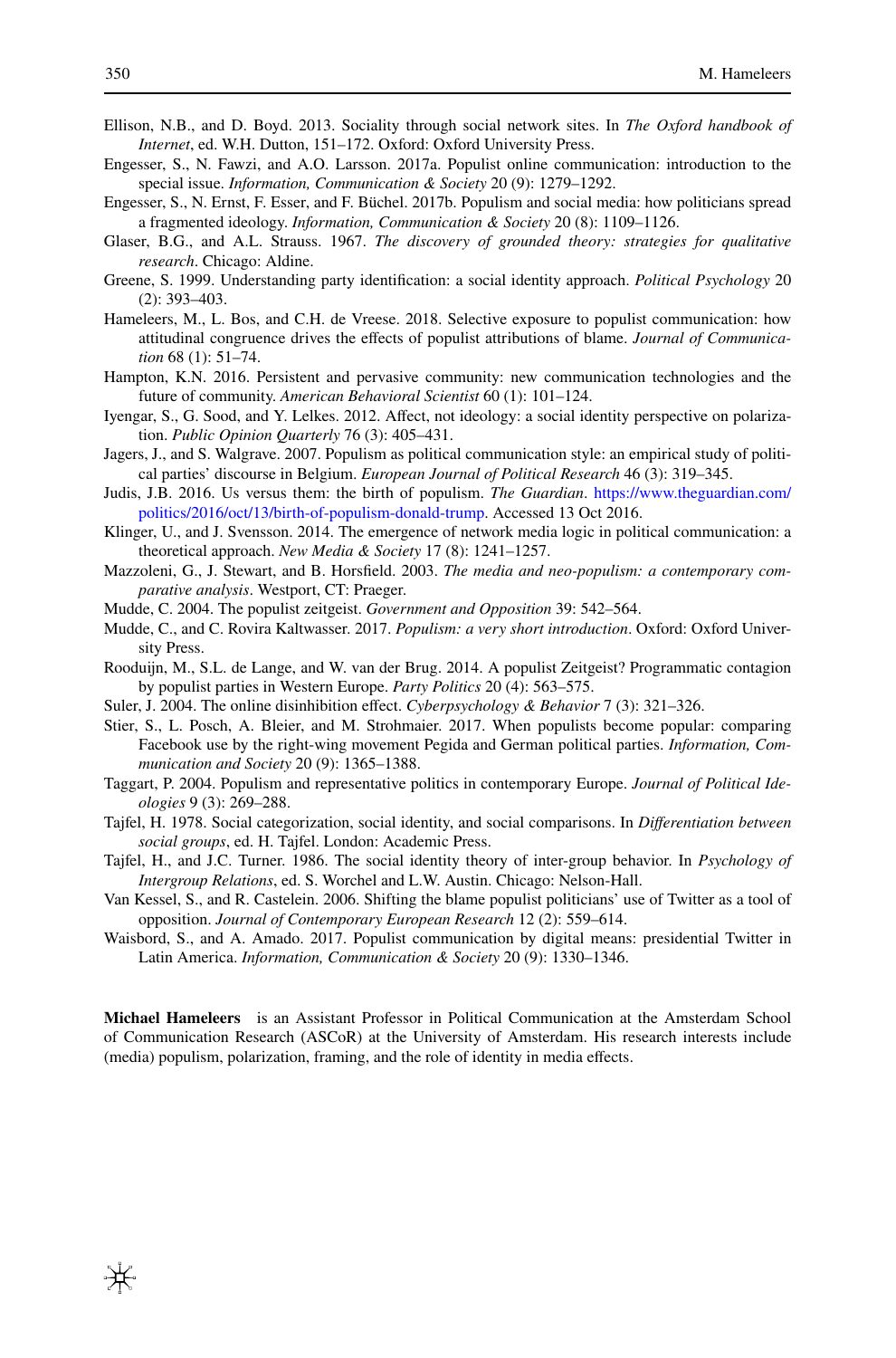Ellison, N.B., and D. Boyd. 2013. Sociality through social network sites. In *The Oxford handbook of Internet*, ed. W.H. Dutton, 151–172. Oxford: Oxford University Press.

Engesser, S., N. Fawzi, and A.O. Larsson. 2017a. Populist online communication: introduction to the special issue. *Information, Communication & Society* 20 (9): 1279–1292.

Engesser, S., N. Ernst, F. Esser, and F. Büchel. 2017b. Populism and social media: how politicians spread a fragmented ideology. *Information, Communication & Society* 20 (8): 1109–1126.

Glaser, B.G., and A.L. Strauss. 1967. *The discovery of grounded theory: strategies for qualitative research*. Chicago: Aldine.

Greene, S. 1999. Understanding party identification: a social identity approach. *Political Psychology* 20 (2): 393–403.

Hameleers, M., L. Bos, and C.H. de Vreese. 2018. Selective exposure to populist communication: how attitudinal congruence drives the effects of populist attributions of blame. *Journal of Communication* 68 (1): 51–74.

Hampton, K.N. 2016. Persistent and pervasive community: new communication technologies and the future of community. *American Behavioral Scientist* 60 (1): 101–124.

Iyengar, S., G. Sood, and Y. Lelkes. 2012. Affect, not ideology: a social identity perspective on polarization. *Public Opinion Quarterly* 76 (3): 405–431.

Jagers, J., and S. Walgrave. 2007. Populism as political communication style: an empirical study of political parties' discourse in Belgium. *European Journal of Political Research* 46 (3): 319–345.

Judis, J.B. 2016. Us versus them: the birth of populism. *The Guardian*. https://www.theguardian.com/politics/2016/oct/13/birth-of-populism-donald-trump. Accessed 13 Oct 2016.

Klinger, U., and J. Svensson. 2014. The emergence of network media logic in political communication: a theoretical approach. *New Media & Society* 17 (8): 1241–1257.

Mazzoleni, G., J. Stewart, and B. Horsfield. 2003. *The media and neo-populism: a contemporary comparative analysis*. Westport, CT: Praeger.

Mudde, C. 2004. The populist zeitgeist. *Government and Opposition* 39: 542–564.

Mudde, C., and C. Rovira Kaltwasser. 2017. *Populism: a very short introduction*. Oxford: Oxford University Press.

Rooduijn, M., S.L. de Lange, and W. van der Brug. 2014. A populist Zeitgeist? Programmatic contagion by populist parties in Western Europe. *Party Politics* 20 (4): 563–575.

Suler, J. 2004. The online disinhibition effect. *Cyberpsychology & Behavior* 7 (3): 321–326.

Stier, S., L. Posch, A. Bleier, and M. Strohmaier. 2017. When populists become popular: comparing Facebook use by the right-wing movement Pegida and German political parties. *Information, Communication and Society* 20 (9): 1365–1388.

Taggart, P. 2004. Populism and representative politics in contemporary Europe. *Journal of Political Ideologies* 9 (3): 269–288.

Tajfel, H. 1978. Social categorization, social identity, and social comparisons. In *Differentiation between social groups*, ed. H. Tajfel. London: Academic Press.

Tajfel, H., and J.C. Turner. 1986. The social identity theory of inter-group behavior. In *Psychology of Intergroup Relations*, ed. S. Worchel and L.W. Austin. Chicago: Nelson-Hall.

Van Kessel, S., and R. Castelein. 2006. Shifting the blame populist politicians' use of Twitter as a tool of opposition. *Journal of Contemporary European Research* 12 (2): 559–614.

Waisbord, S., and A. Amado. 2017. Populist communication by digital means: presidential Twitter in Latin America. *Information, Communication & Society* 20 (9): 1330–1346.

**Michael Hameleers** is an Assistant Professor in Political Communication at the Amsterdam School of Communication Research (ASCoR) at the University of Amsterdam. His research interests include (media) populism, polarization, framing, and the role of identity in media effects.